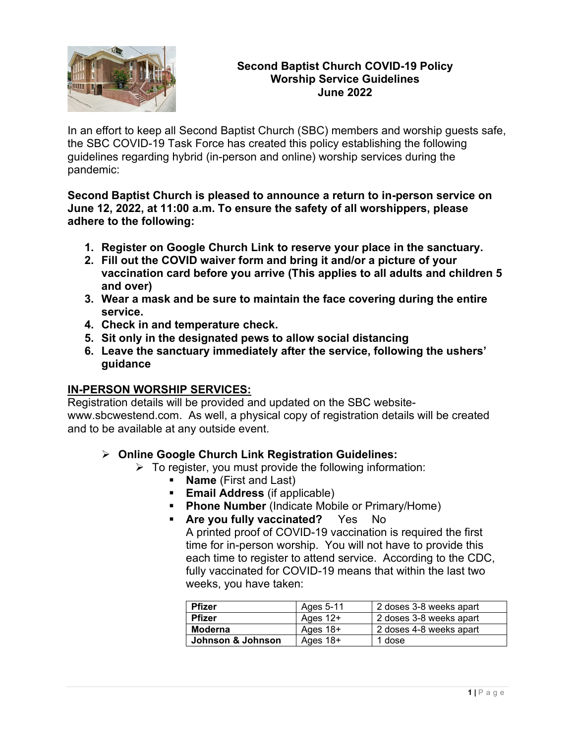# Second Baptist Church COVID-19 Policy
## Worship Service Guidelines
## June 2022

In an effort to keep all Second Baptist Church (SBC) members and worship guests safe, the SBC COVID-19 Task Force has created this policy establishing the following guidelines regarding hybrid (in-person and online) worship services during the pandemic:

**Second Baptist Church is pleased to announce a return to in-person service on June 12, 2022, at 11:00 a.m. To ensure the safety of all worshippers, please adhere to the following:**

1. **Register on Google Church Link to reserve your place in the sanctuary.**
2. **Fill out the COVID waiver form and bring it and/or a picture of your vaccination card before you arrive (This applies to all adults and children 5 and over)**
3. **Wear a mask and be sure to maintain the face covering during the entire service.**
4. **Check in and temperature check.**
5. **Sit only in the designated pews to allow social distancing**
6. **Leave the sanctuary immediately after the service, following the ushers' guidance**

## IN-PERSON WORSHIP SERVICES:

Registration details will be provided and updated on the SBC website- www.sbcwestend.com. As well, a physical copy of registration details will be created and to be available at any outside event.

- **Online Google Church Link Registration Guidelines:**
  - To register, you must provide the following information:
    - **Name** (First and Last)
    - **Email Address** (if applicable)
    - **Phone Number** (Indicate Mobile or Primary/Home)
    - **Are you fully vaccinated?** Yes No

      A printed proof of COVID-19 vaccination is required the first time for in-person worship. You will not have to provide this each time to register to attend service. According to the CDC, fully vaccinated for COVID-19 means that within the last two weeks, you have taken:

| | | |
|---|---|---|
| **Pfizer** | Ages 5-11 | 2 doses 3-8 weeks apart |
| **Pfizer** | Ages 12+ | 2 doses 3-8 weeks apart |
| **Moderna** | Ages 18+ | 2 doses 4-8 weeks apart |
| **Johnson & Johnson** | Ages 18+ | 1 dose |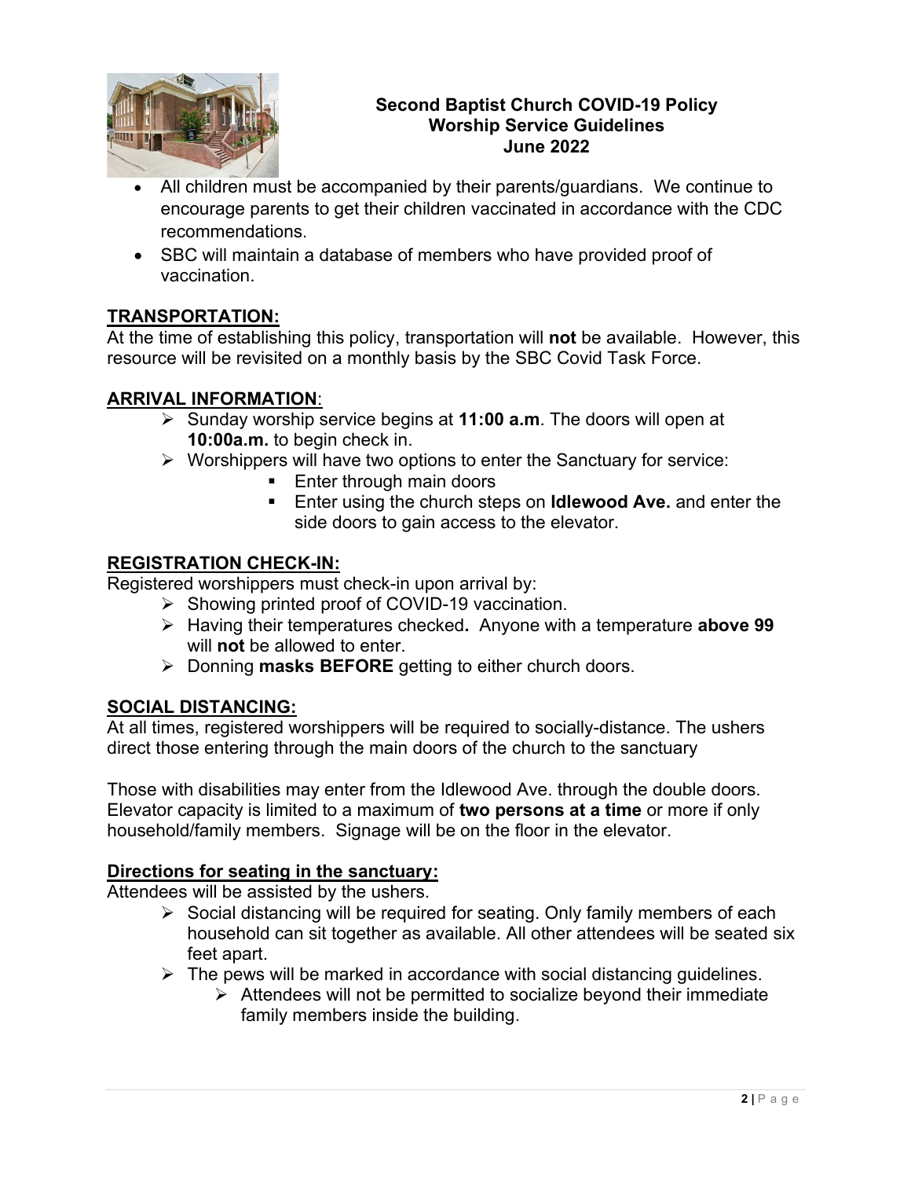**Second Baptist Church COVID-19 Policy**
**Worship Service Guidelines**
**June 2022**

- All children must be accompanied by their parents/guardians. We continue to encourage parents to get their children vaccinated in accordance with the CDC recommendations.
- SBC will maintain a database of members who have provided proof of vaccination.

## TRANSPORTATION:

At the time of establishing this policy, transportation will **not** be available. However, this resource will be revisited on a monthly basis by the SBC Covid Task Force.

## ARRIVAL INFORMATION:

- Sunday worship service begins at **11:00 a.m**. The doors will open at **10:00a.m.** to begin check in.
- Worshippers will have two options to enter the Sanctuary for service:
  - Enter through main doors
  - Enter using the church steps on **Idlewood Ave.** and enter the side doors to gain access to the elevator.

## REGISTRATION CHECK-IN:

Registered worshippers must check-in upon arrival by:

- Showing printed proof of COVID-19 vaccination.
- Having their temperatures checked**.** Anyone with a temperature **above 99** will **not** be allowed to enter.
- Donning **masks BEFORE** getting to either church doors.

## SOCIAL DISTANCING:

At all times, registered worshippers will be required to socially-distance. The ushers direct those entering through the main doors of the church to the sanctuary

Those with disabilities may enter from the Idlewood Ave. through the double doors. Elevator capacity is limited to a maximum of **two persons at a time** or more if only household/family members. Signage will be on the floor in the elevator.

### Directions for seating in the sanctuary:

Attendees will be assisted by the ushers.

- Social distancing will be required for seating. Only family members of each household can sit together as available. All other attendees will be seated six feet apart.
- The pews will be marked in accordance with social distancing guidelines.
  - Attendees will not be permitted to socialize beyond their immediate family members inside the building.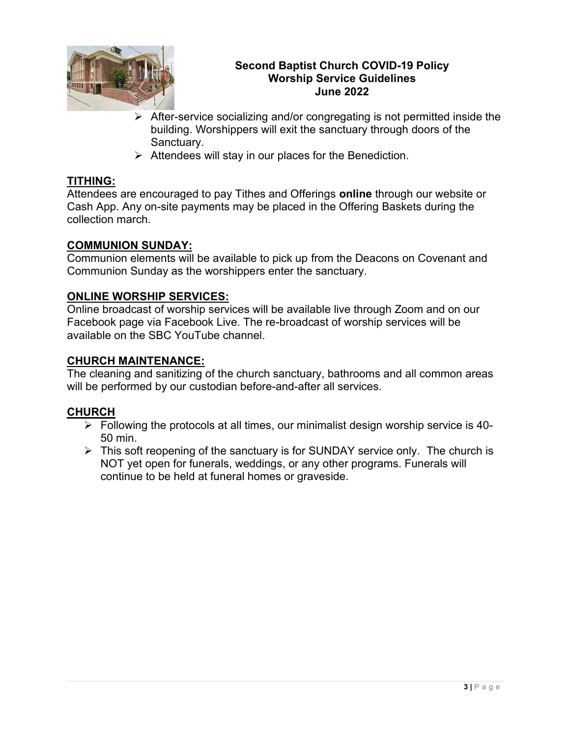**Second Baptist Church COVID-19 Policy**
**Worship Service Guidelines**
**June 2022**

- After-service socializing and/or congregating is not permitted inside the building. Worshippers will exit the sanctuary through doors of the Sanctuary.
- Attendees will stay in our places for the Benediction.

## TITHING:

Attendees are encouraged to pay Tithes and Offerings **online** through our website or Cash App. Any on-site payments may be placed in the Offering Baskets during the collection march.

## COMMUNION SUNDAY:

Communion elements will be available to pick up from the Deacons on Covenant and Communion Sunday as the worshippers enter the sanctuary.

## ONLINE WORSHIP SERVICES:

Online broadcast of worship services will be available live through Zoom and on our Facebook page via Facebook Live. The re-broadcast of worship services will be available on the SBC YouTube channel.

## CHURCH MAINTENANCE:

The cleaning and sanitizing of the church sanctuary, bathrooms and all common areas will be performed by our custodian before-and-after all services.

## CHURCH

- Following the protocols at all times, our minimalist design worship service is 40-50 min.
- This soft reopening of the sanctuary is for SUNDAY service only. The church is NOT yet open for funerals, weddings, or any other programs. Funerals will continue to be held at funeral homes or graveside.